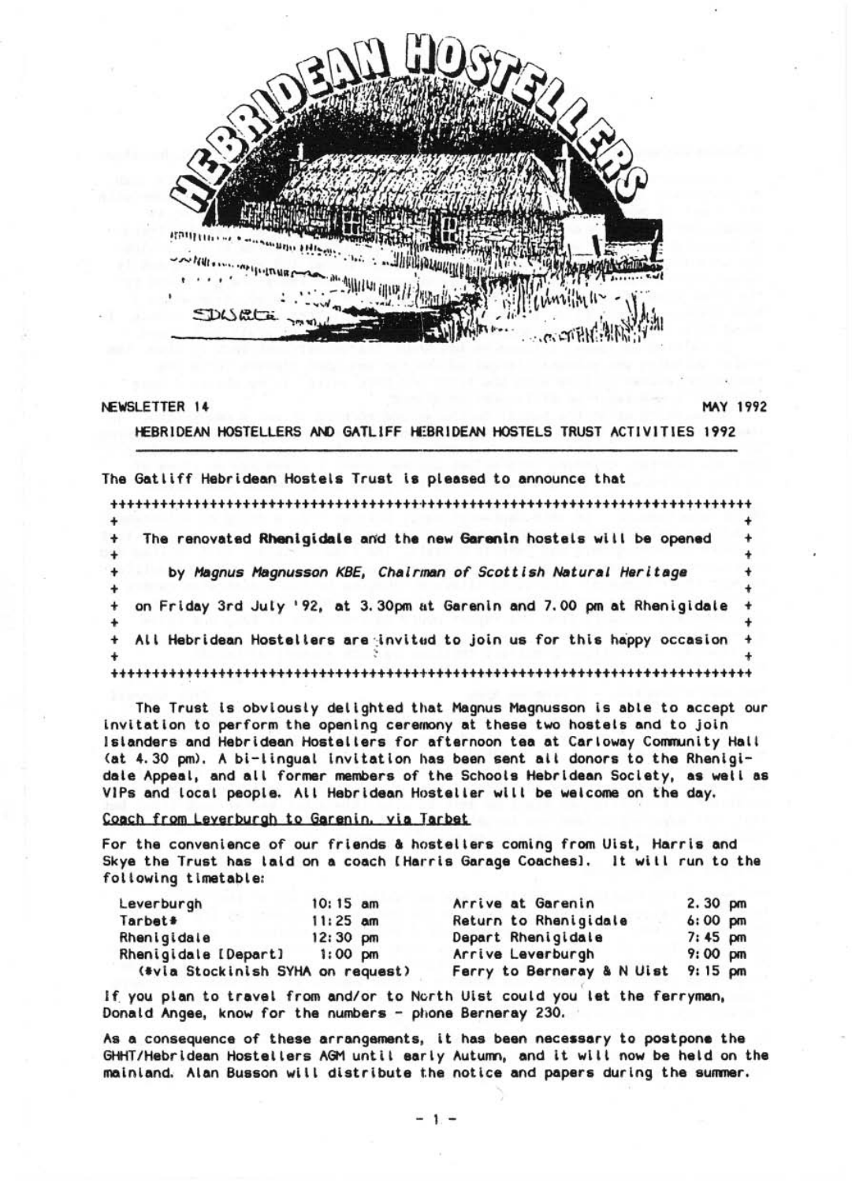# HEBRIDEAN HOSTELLERS

NEWSLETTER 14 — MAY 1992

HEBRIDEAN HOSTELLERS AND GATLIFF HEBRIDEAN HOSTELS TRUST ACTIVITIES 1992

The Gatliff Hebridean Hostels Trust is pleased to announce that

> The renovated **Rhenigidale** and the new **Garenin** hostels will be opened
>
> by *Magnus Magnusson KBE, Chairman of Scottish Natural Heritage*
>
> on Friday 3rd July '92, at 3.30pm at Garenin and 7.00 pm at Rhenigidale
>
> All Hebridean Hostellers are invited to join us for this happy occasion

The Trust is obviously delighted that Magnus Magnusson is able to accept our invitation to perform the opening ceremony at these two hostels and to join Islanders and Hebridean Hostellers for afternoon tea at Carloway Community Hall (at 4.30 pm). A bi-lingual invitation has been sent all donors to the Rhenigidale Appeal, and all former members of the Schools Hebridean Society, as well as VIPs and local people. All Hebridean Hosteller will be welcome on the day.

## Coach from Leverburgh to Garenin, via Tarbet

For the convenience of our friends & hostellers coming from Uist, Harris and Skye the Trust has laid on a coach [Harris Garage Coaches]. It will run to the following timetable:

| | | | |
|---|---|---|---|
| Leverburgh | 10:15 am | Arrive at Garenin | 2.30 pm |
| Tarbet* | 11:25 am | Return to Rhenigidale | 6:00 pm |
| Rhenigidale | 12:30 pm | Depart Rhenigidale | 7:45 pm |
| Rhenigidale [Depart] | 1:00 pm | Arrive Leverburgh | 9:00 pm |
| (*via Stockinish SYHA on request) | | Ferry to Berneray & N Uist | 9:15 pm |

If you plan to travel from and/or to North Uist could you let the ferryman, Donald Angee, know for the numbers - phone Berneray 230.

As a consequence of these arrangements, it has been necessary to postpone the GHHT/Hebridean Hostellers AGM until early Autumn, and it will now be held on the mainland. Alan Busson will distribute the notice and papers during the summer.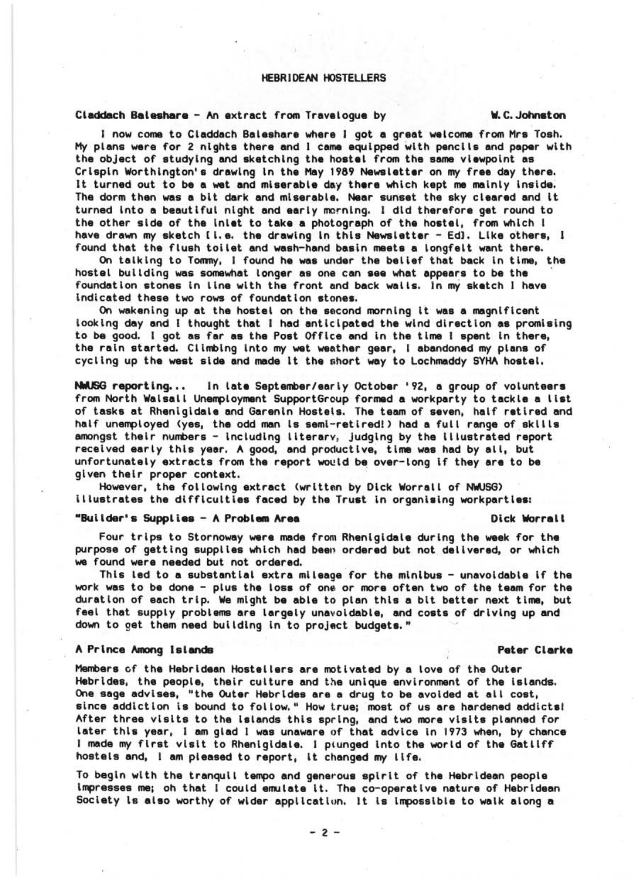# HEBRIDEAN HOSTELLERS

**Claddach Baleshare** - An extract from Travelogue by **W. C. Johnston**

I now come to Claddach Baleshare where I got a great welcome from Mrs Tosh. My plans were for 2 nights there and I came equipped with pencils and paper with the object of studying and sketching the hostel from the same viewpoint as Crispin Worthington's drawing in the May 1989 Newsletter on my free day there. It turned out to be a wet and miserable day there which kept me mainly inside. The dorm then was a bit dark and miserable. Near sunset the sky cleared and it turned into a beautiful night and early morning. I did therefore get round to the other side of the inlet to take a photograph of the hostel, from which I have drawn my sketch [i.e. the drawing in this Newsletter - Ed]. Like others, I found that the flush toilet and wash-hand basin meets a longfelt want there.

On talking to Tommy, I found he was under the belief that back in time, the hostel building was somewhat longer as one can see what appears to be the foundation stones in line with the front and back walls. In my sketch I have indicated these two rows of foundation stones.

On wakening up at the hostel on the second morning it was a magnificent looking day and I thought that I had anticipated the wind direction as promising to be good. I got as far as the Post Office and in the time I spent in there, the rain started. Climbing into my wet weather gear, I abandoned my plans of cycling up the west side and made it the short way to Lochmaddy SYHA hostel.

**NWUSG reporting...** In late September/early October '92, a group of volunteers from North Walsall Unemployment SupportGroup formed a workparty to tackle a list of tasks at Rhenigidale and Garenin Hostels. The team of seven, half retired and half unemployed (yes, the odd man is semi-retired!) had a full range of skills amongst their numbers - including literary, judging by the illustrated report received early this year. A good, and productive, time was had by all, but unfortunately extracts from the report would be over-long if they are to be given their proper context.

However, the following extract (written by Dick Worrall of NWUSG) illustrates the difficulties faced by the Trust in organising workparties:

**"Builder's Supplies - A Problem Area** **Dick Worrall**

Four trips to Stornoway were made from Rhenigidale during the week for the purpose of getting supplies which had been ordered but not delivered, or which we found were needed but not ordered.

This led to a substantial extra mileage for the minibus - unavoidable if the work was to be done - plus the loss of one or more often two of the team for the duration of each trip. We might be able to plan this a bit better next time, but feel that supply problems are largely unavoidable, and costs of driving up and down to get them need building in to project budgets."

**A Prince Among Islands** **Peter Clarke**

Members of the Hebridean Hostellers are motivated by a love of the Outer Hebrides, the people, their culture and the unique environment of the islands. One sage advises, "the Outer Hebrides are a drug to be avoided at all cost, since addiction is bound to follow." How true; most of us are hardened addicts! After three visits to the islands this spring, and two more visits planned for later this year, I am glad I was unaware of that advice in 1973 when, by chance I made my first visit to Rhenigidale. I plunged into the world of the Gatliff hostels and, I am pleased to report, it changed my life.

To begin with the tranquil tempo and generous spirit of the Hebridean people impresses me; oh that I could emulate it. The co-operative nature of Hebridean Society is also worthy of wider application. It is impossible to walk along a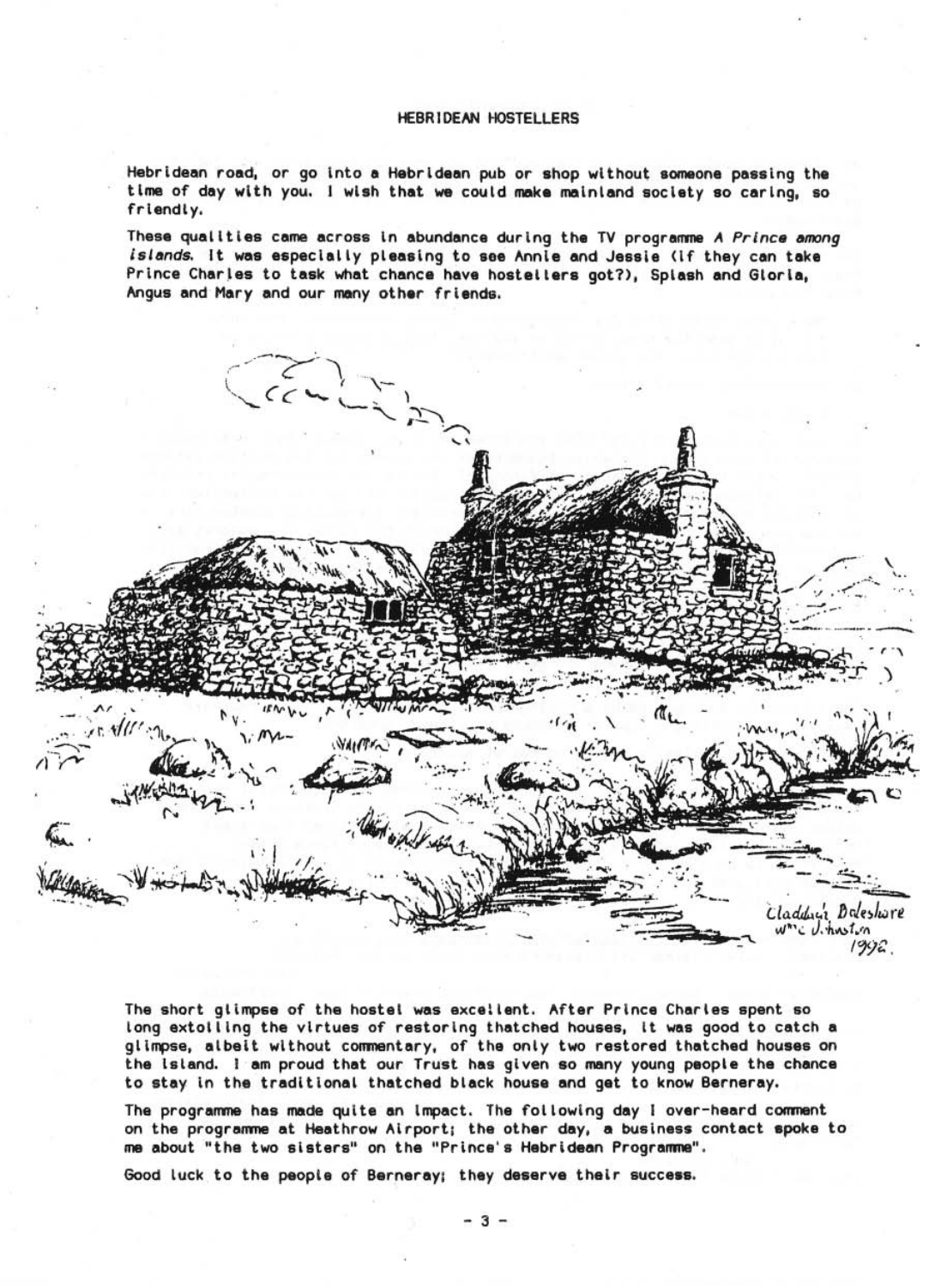Hebridean road, or go into a Hebridean pub or shop without someone passing the time of day with you. I wish that we could make mainland society so caring, so friendly.

These qualities came across in abundance during the TV programme *A Prince among Islands*. It was especially pleasing to see Annie and Jessie (if they can take Prince Charles to task what chance have hostellers got?), Splash and Gloria, Angus and Mary and our many other friends.

Cladach Baleshare
W^m^ Johnston
1992.

The short glimpse of the hostel was excellent. After Prince Charles spent so long extolling the virtues of restoring thatched houses, it was good to catch a glimpse, albeit without commentary, of the only two restored thatched houses on the island. I am proud that our Trust has given so many young people the chance to stay in the traditional thatched black house and get to know Berneray.

The programme has made quite an impact. The following day I over-heard comment on the programme at Heathrow Airport; the other day, a business contact spoke to me about "the two sisters" on the "Prince's Hebridean Programme".

Good luck to the people of Berneray; they deserve their success.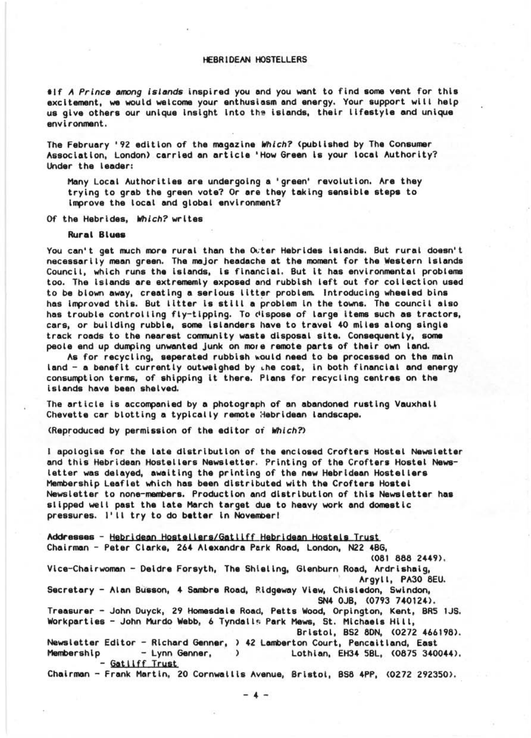HEBRIDEAN HOSTELLERS

*If *A Prince among islands* inspired you and you want to find some vent for this excitement, we would welcome your enthusiasm and energy. Your support will help us give others our unique insight into the islands, their lifestyle and unique environment.

The February '92 edition of the magazine *Which?* (published by The Consumer Association, London) carried an article 'How Green is your local Authority? Under the leader:

> Many Local Authorities are undergoing a 'green' revolution. Are they trying to grab the green vote? Or are they taking sensible steps to improve the local and global environment?

Of the Hebrides, *Which?* writes

**Rural Blues**

You can't get much more rural than the Outer Hebrides islands. But rural doesn't necessarily mean green. The major headache at the moment for the Western Islands Council, which runs the islands, is financial. But it has environmental problems too. The islands are extrememly exposed and rubbish left out for collection used to be blown away, creating a serious litter problem. Introducing wheeled bins has improved this. But litter is still a problem in the towns. The council also has trouble controlling fly-tipping. To dispose of large items such as tractors, cars, or building rubble, some islanders have to travel 40 miles along single track roads to the nearest community waste disposal site. Consequently, some peole end up dumping unwanted junk on more remote parts of their own land.

As for recycling, seperated rubbish would need to be processed on the main land – a benefit currently outweighed by the cost, in both financial and energy consumption terms, of shipping it there. Plans for recycling centres on the islands have been shelved.

The article is accompanied by a photograph of an abandoned rusting Vauxhall Chevette car blotting a typically remote Hebridean landscape.

(Reproduced by permission of the editor of *Which?*)

I apologise for the late distribution of the enclosed Crofters Hostel Newsletter and this Hebridean Hostellers Newsletter. Printing of the Crofters Hostel Newsletter was delayed, awaiting the printing of the new Hebridean Hostellers Membership Leaflet which has been distributed with the Crofters Hostel Newsletter to none-members. Production and distribution of this Newsletter has slipped well past the late March target due to heavy work and domestic pressures. I'll try to do better in November!

Addresses – Hebridean Hostellers/Gatliff Hebridean Hostels Trust

Chairman – Peter Clarke, 264 Alexandra Park Road, London, N22 4BG, (081 888 2449).

Vice-Chairwoman – Deidre Forsyth, The Shieling, Glenburn Road, Ardrishaig, Argyll, PA30 8EU.

Secretary – Alan Busson, 4 Sambre Road, Ridgeway View, Chisledon, Swindon, SN4 0JB, (0793 740124).

Treasurer – John Duyck, 29 Homesdale Road, Petts Wood, Orpington, Kent, BR5 1JS.

Workparties – John Murdo Webb, 6 Tyndalls Park Mews, St. Michaels Hill, Bristol, BS2 8DN, (0272 466198).

Newsletter Editor – Richard Genner, ) 42 Lamberton Court, Pencaitland, East
Membership – Lynn Genner, ) Lothian, EH34 5BL, (0875 340044).

– Gatliff Trust

Chairman – Frank Martin, 20 Cornwallis Avenue, Bristol, BS8 4PP, (0272 292350).